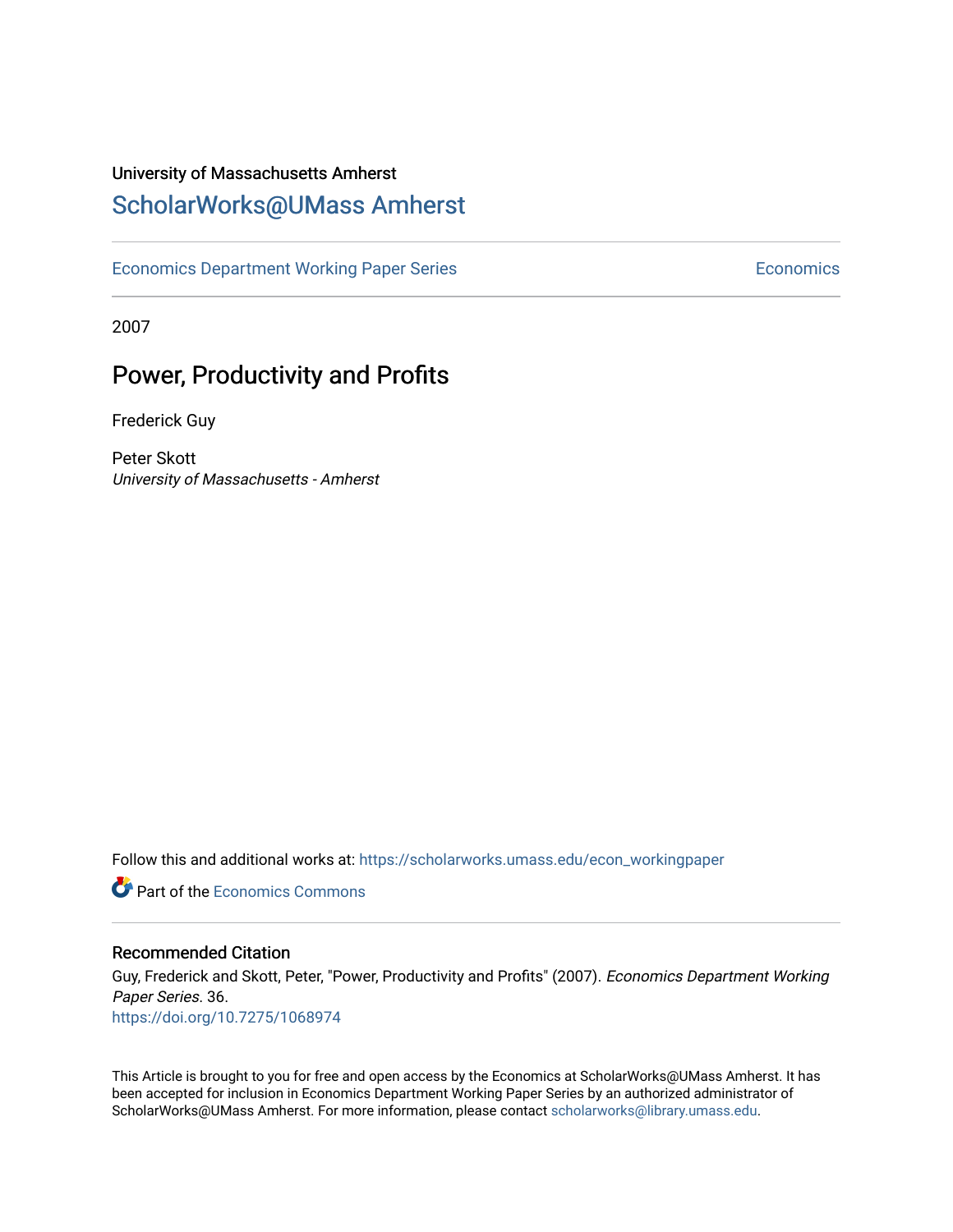University of Massachusetts Amherst

# ScholarWorks@UMass Amherst

Economics Department Working Paper Series | Economics

2007

## Power, Productivity and Profits

Frederick Guy

Peter Skott
*University of Massachusetts - Amherst*

Follow this and additional works at: https://scholarworks.umass.edu/econ_workingpaper

Part of the Economics Commons

### Recommended Citation

Guy, Frederick and Skott, Peter, "Power, Productivity and Profits" (2007). *Economics Department Working Paper Series*. 36.
https://doi.org/10.7275/1068974

This Article is brought to you for free and open access by the Economics at ScholarWorks@UMass Amherst. It has been accepted for inclusion in Economics Department Working Paper Series by an authorized administrator of ScholarWorks@UMass Amherst. For more information, please contact scholarworks@library.umass.edu.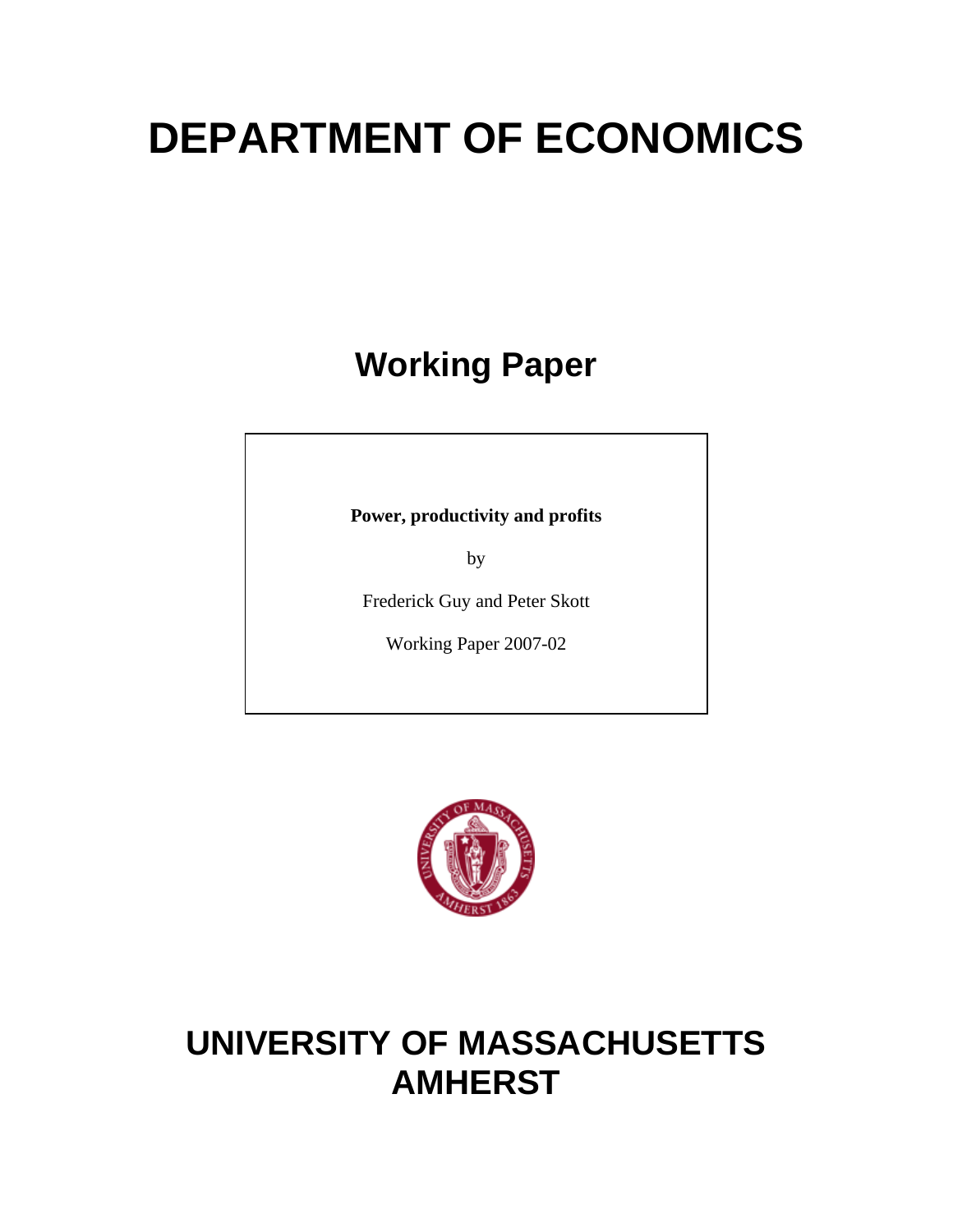# DEPARTMENT OF ECONOMICS

## Working Paper

**Power, productivity and profits**

by

Frederick Guy and Peter Skott

Working Paper 2007-02

# UNIVERSITY OF MASSACHUSETTS AMHERST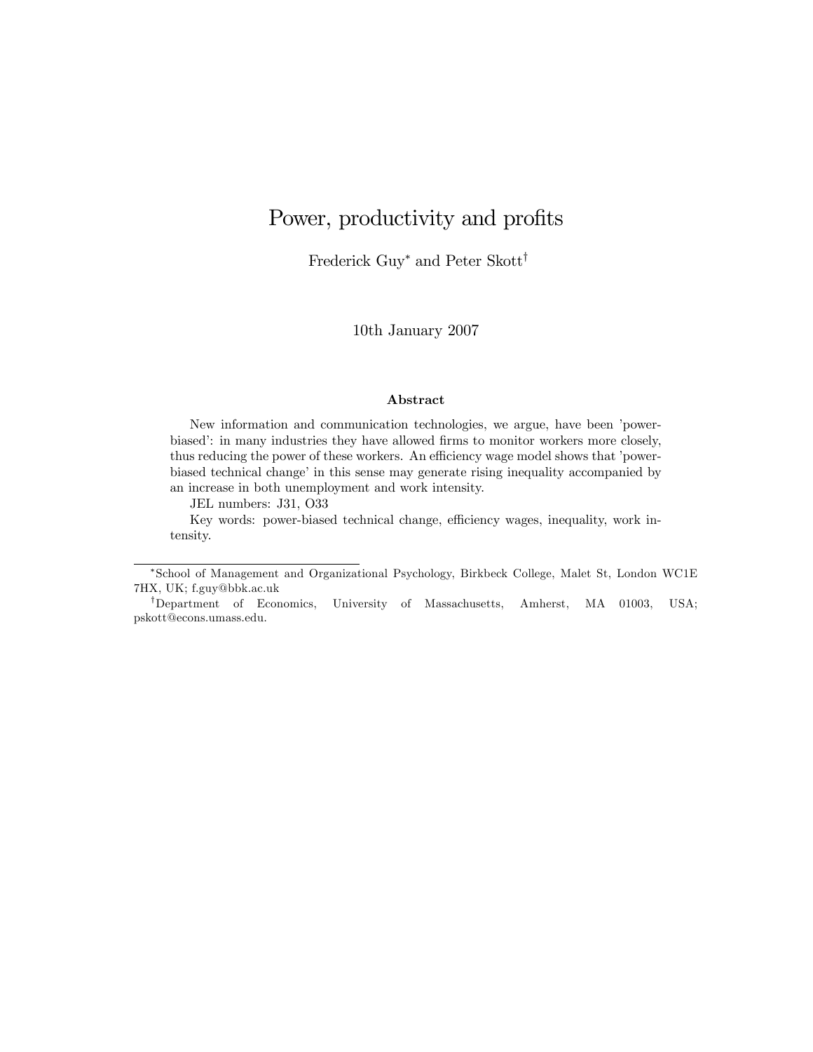# Power, productivity and profits

Frederick Guy[*] and Peter Skott[†]

10th January 2007

### Abstract

New information and communication technologies, we argue, have been 'power-biased': in many industries they have allowed firms to monitor workers more closely, thus reducing the power of these workers. An efficiency wage model shows that 'power-biased technical change' in this sense may generate rising inequality accompanied by an increase in both unemployment and work intensity.

JEL numbers: J31, O33

Key words: power-biased technical change, efficiency wages, inequality, work intensity.

---

[*] School of Management and Organizational Psychology, Birkbeck College, Malet St, London WC1E 7HX, UK; f.guy@bbk.ac.uk

[†] Department of Economics, University of Massachusetts, Amherst, MA 01003, USA; pskott@econs.umass.edu.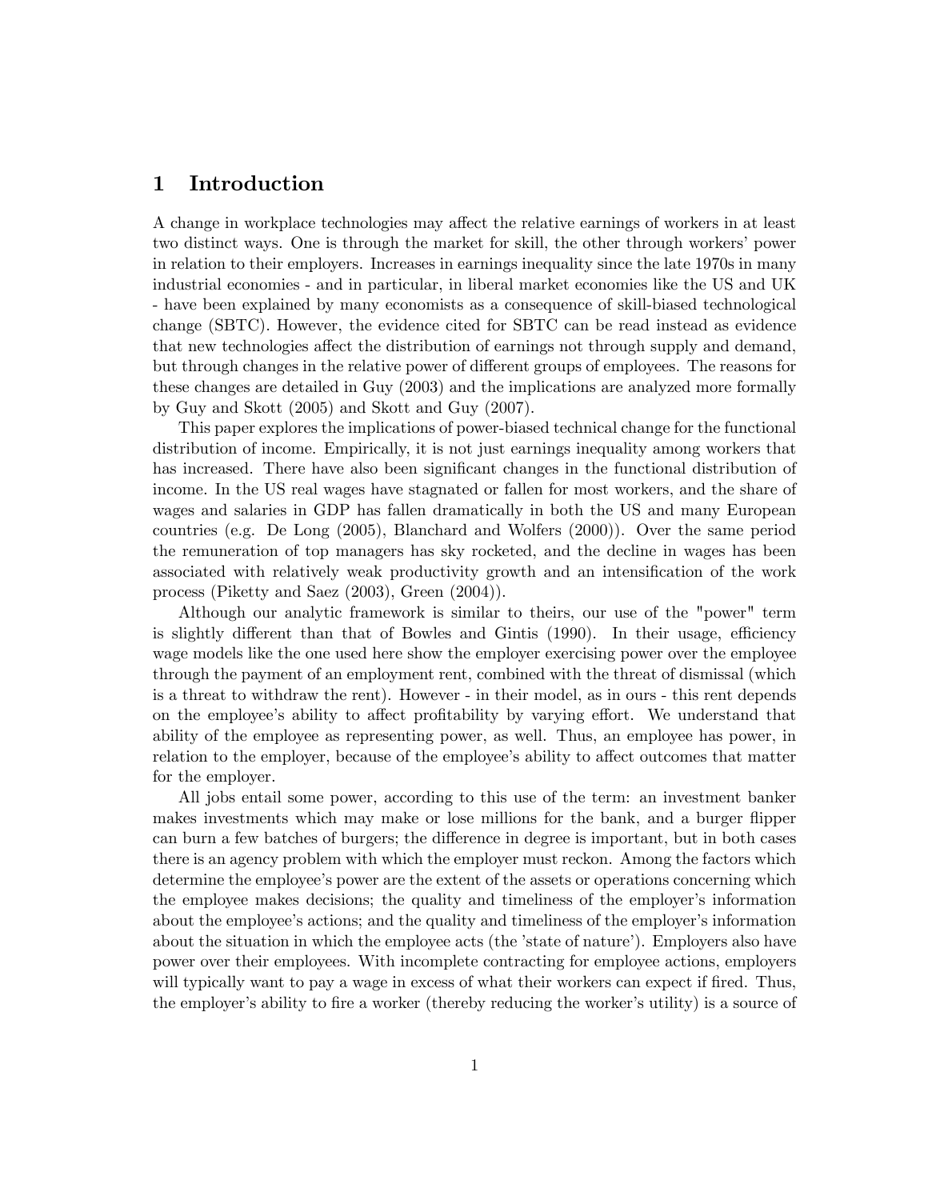# 1 Introduction

A change in workplace technologies may affect the relative earnings of workers in at least two distinct ways. One is through the market for skill, the other through workers' power in relation to their employers. Increases in earnings inequality since the late 1970s in many industrial economies - and in particular, in liberal market economies like the US and UK - have been explained by many economists as a consequence of skill-biased technological change (SBTC). However, the evidence cited for SBTC can be read instead as evidence that new technologies affect the distribution of earnings not through supply and demand, but through changes in the relative power of different groups of employees. The reasons for these changes are detailed in Guy (2003) and the implications are analyzed more formally by Guy and Skott (2005) and Skott and Guy (2007).

This paper explores the implications of power-biased technical change for the functional distribution of income. Empirically, it is not just earnings inequality among workers that has increased. There have also been significant changes in the functional distribution of income. In the US real wages have stagnated or fallen for most workers, and the share of wages and salaries in GDP has fallen dramatically in both the US and many European countries (e.g. De Long (2005), Blanchard and Wolfers (2000)). Over the same period the remuneration of top managers has sky rocketed, and the decline in wages has been associated with relatively weak productivity growth and an intensification of the work process (Piketty and Saez (2003), Green (2004)).

Although our analytic framework is similar to theirs, our use of the "power" term is slightly different than that of Bowles and Gintis (1990). In their usage, efficiency wage models like the one used here show the employer exercising power over the employee through the payment of an employment rent, combined with the threat of dismissal (which is a threat to withdraw the rent). However - in their model, as in ours - this rent depends on the employee's ability to affect profitability by varying effort. We understand that ability of the employee as representing power, as well. Thus, an employee has power, in relation to the employer, because of the employee's ability to affect outcomes that matter for the employer.

All jobs entail some power, according to this use of the term: an investment banker makes investments which may make or lose millions for the bank, and a burger flipper can burn a few batches of burgers; the difference in degree is important, but in both cases there is an agency problem with which the employer must reckon. Among the factors which determine the employee's power are the extent of the assets or operations concerning which the employee makes decisions; the quality and timeliness of the employer's information about the employee's actions; and the quality and timeliness of the employer's information about the situation in which the employee acts (the 'state of nature'). Employers also have power over their employees. With incomplete contracting for employee actions, employers will typically want to pay a wage in excess of what their workers can expect if fired. Thus, the employer's ability to fire a worker (thereby reducing the worker's utility) is a source of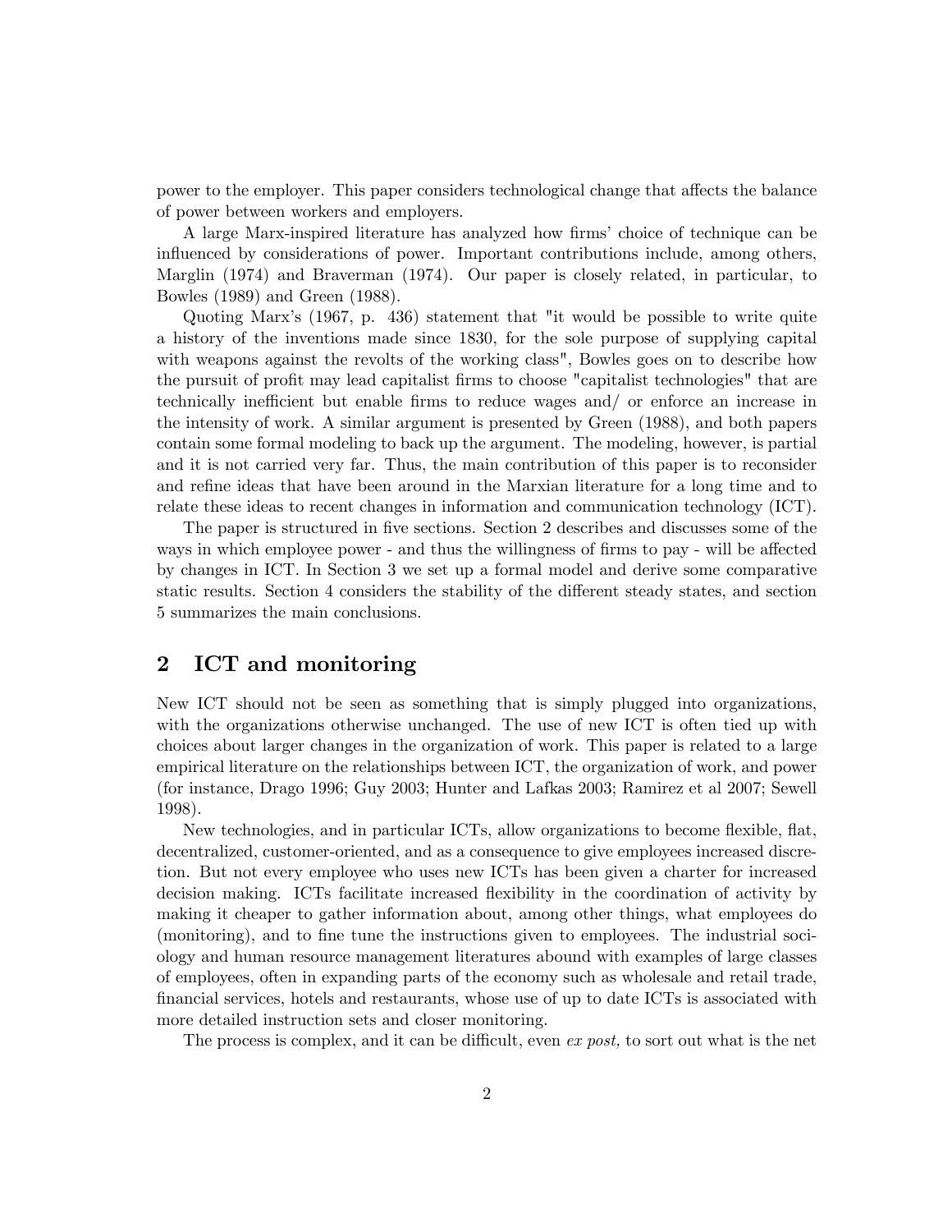power to the employer. This paper considers technological change that affects the balance of power between workers and employers.

A large Marx-inspired literature has analyzed how firms' choice of technique can be influenced by considerations of power. Important contributions include, among others, Marglin (1974) and Braverman (1974). Our paper is closely related, in particular, to Bowles (1989) and Green (1988).

Quoting Marx's (1967, p. 436) statement that "it would be possible to write quite a history of the inventions made since 1830, for the sole purpose of supplying capital with weapons against the revolts of the working class", Bowles goes on to describe how the pursuit of profit may lead capitalist firms to choose "capitalist technologies" that are technically inefficient but enable firms to reduce wages and/ or enforce an increase in the intensity of work. A similar argument is presented by Green (1988), and both papers contain some formal modeling to back up the argument. The modeling, however, is partial and it is not carried very far. Thus, the main contribution of this paper is to reconsider and refine ideas that have been around in the Marxian literature for a long time and to relate these ideas to recent changes in information and communication technology (ICT).

The paper is structured in five sections. Section 2 describes and discusses some of the ways in which employee power - and thus the willingness of firms to pay - will be affected by changes in ICT. In Section 3 we set up a formal model and derive some comparative static results. Section 4 considers the stability of the different steady states, and section 5 summarizes the main conclusions.

## 2 ICT and monitoring

New ICT should not be seen as something that is simply plugged into organizations, with the organizations otherwise unchanged. The use of new ICT is often tied up with choices about larger changes in the organization of work. This paper is related to a large empirical literature on the relationships between ICT, the organization of work, and power (for instance, Drago 1996; Guy 2003; Hunter and Lafkas 2003; Ramirez et al 2007; Sewell 1998).

New technologies, and in particular ICTs, allow organizations to become flexible, flat, decentralized, customer-oriented, and as a consequence to give employees increased discretion. But not every employee who uses new ICTs has been given a charter for increased decision making. ICTs facilitate increased flexibility in the coordination of activity by making it cheaper to gather information about, among other things, what employees do (monitoring), and to fine tune the instructions given to employees. The industrial sociology and human resource management literatures abound with examples of large classes of employees, often in expanding parts of the economy such as wholesale and retail trade, financial services, hotels and restaurants, whose use of up to date ICTs is associated with more detailed instruction sets and closer monitoring.

The process is complex, and it can be difficult, even *ex post,* to sort out what is the net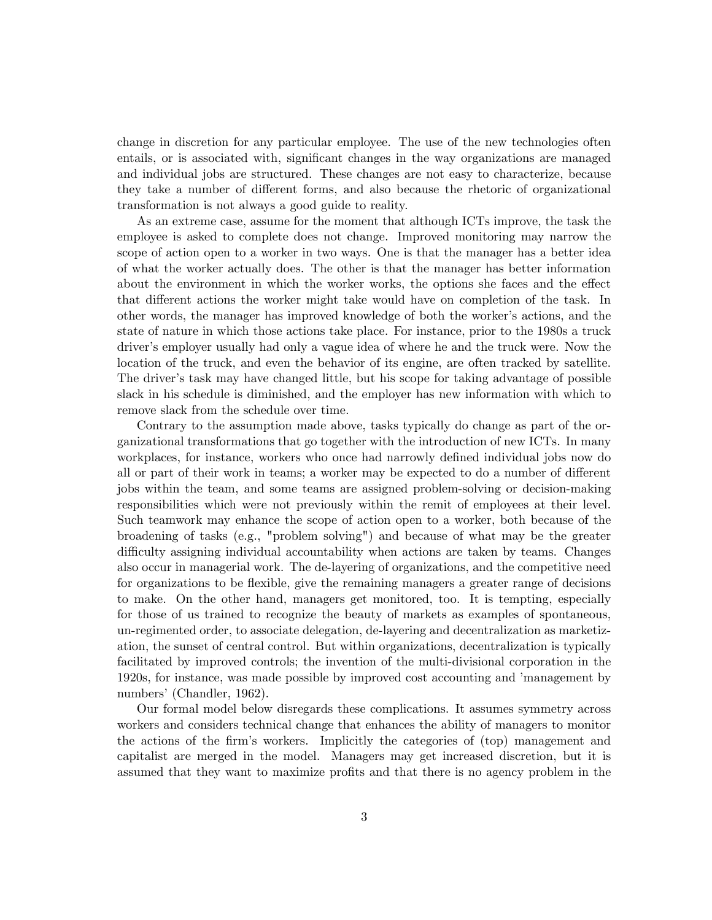change in discretion for any particular employee. The use of the new technologies often entails, or is associated with, significant changes in the way organizations are managed and individual jobs are structured. These changes are not easy to characterize, because they take a number of different forms, and also because the rhetoric of organizational transformation is not always a good guide to reality.

As an extreme case, assume for the moment that although ICTs improve, the task the employee is asked to complete does not change. Improved monitoring may narrow the scope of action open to a worker in two ways. One is that the manager has a better idea of what the worker actually does. The other is that the manager has better information about the environment in which the worker works, the options she faces and the effect that different actions the worker might take would have on completion of the task. In other words, the manager has improved knowledge of both the worker's actions, and the state of nature in which those actions take place. For instance, prior to the 1980s a truck driver's employer usually had only a vague idea of where he and the truck were. Now the location of the truck, and even the behavior of its engine, are often tracked by satellite. The driver's task may have changed little, but his scope for taking advantage of possible slack in his schedule is diminished, and the employer has new information with which to remove slack from the schedule over time.

Contrary to the assumption made above, tasks typically do change as part of the organizational transformations that go together with the introduction of new ICTs. In many workplaces, for instance, workers who once had narrowly defined individual jobs now do all or part of their work in teams; a worker may be expected to do a number of different jobs within the team, and some teams are assigned problem-solving or decision-making responsibilities which were not previously within the remit of employees at their level. Such teamwork may enhance the scope of action open to a worker, both because of the broadening of tasks (e.g., "problem solving") and because of what may be the greater difficulty assigning individual accountability when actions are taken by teams. Changes also occur in managerial work. The de-layering of organizations, and the competitive need for organizations to be flexible, give the remaining managers a greater range of decisions to make. On the other hand, managers get monitored, too. It is tempting, especially for those of us trained to recognize the beauty of markets as examples of spontaneous, un-regimented order, to associate delegation, de-layering and decentralization as marketization, the sunset of central control. But within organizations, decentralization is typically facilitated by improved controls; the invention of the multi-divisional corporation in the 1920s, for instance, was made possible by improved cost accounting and 'management by numbers' (Chandler, 1962).

Our formal model below disregards these complications. It assumes symmetry across workers and considers technical change that enhances the ability of managers to monitor the actions of the firm's workers. Implicitly the categories of (top) management and capitalist are merged in the model. Managers may get increased discretion, but it is assumed that they want to maximize profits and that there is no agency problem in the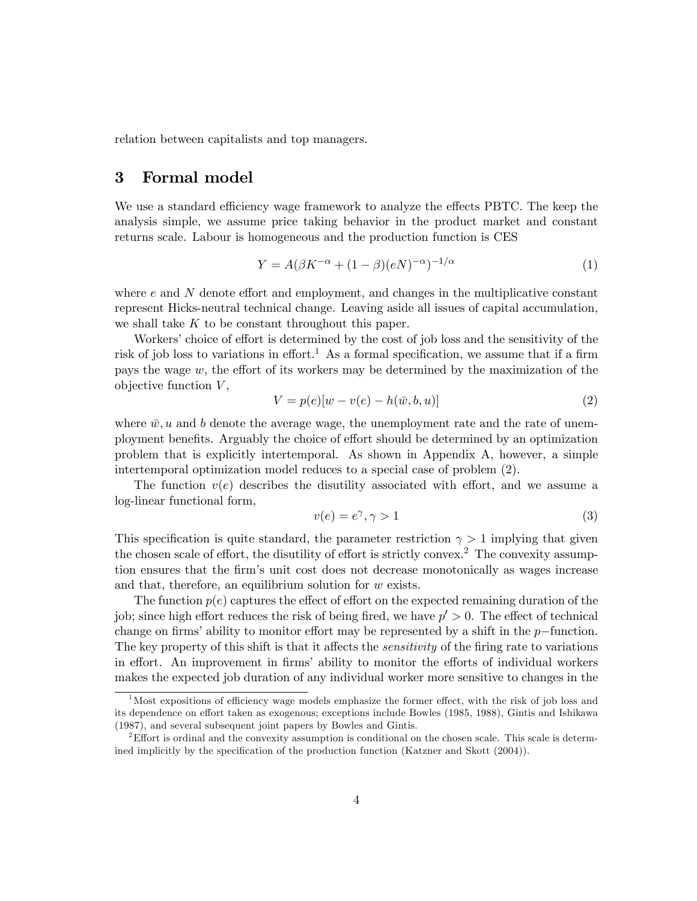relation between capitalists and top managers.

## 3 Formal model

We use a standard efficiency wage framework to analyze the effects PBTC. The keep the analysis simple, we assume price taking behavior in the product market and constant returns scale. Labour is homogeneous and the production function is CES

$$Y = A(\beta K^{-\alpha} + (1-\beta)(eN)^{-\alpha})^{-1/\alpha} \tag{1}$$

where $e$ and $N$ denote effort and employment, and changes in the multiplicative constant represent Hicks-neutral technical change. Leaving aside all issues of capital accumulation, we shall take $K$ to be constant throughout this paper.

Workers' choice of effort is determined by the cost of job loss and the sensitivity of the risk of job loss to variations in effort.[1] As a formal specification, we assume that if a firm pays the wage $w$, the effort of its workers may be determined by the maximization of the objective function $V$,

$$V = p(e)[w - v(e) - h(\bar{w}, b, u)] \tag{2}$$

where $\bar{w}, u$ and $b$ denote the average wage, the unemployment rate and the rate of unemployment benefits. Arguably the choice of effort should be determined by an optimization problem that is explicitly intertemporal. As shown in Appendix A, however, a simple intertemporal optimization model reduces to a special case of problem (2).

The function $v(e)$ describes the disutility associated with effort, and we assume a log-linear functional form,

$$v(e) = e^{\gamma}, \gamma > 1 \tag{3}$$

This specification is quite standard, the parameter restriction $\gamma > 1$ implying that given the chosen scale of effort, the disutility of effort is strictly convex.[2] The convexity assumption ensures that the firm's unit cost does not decrease monotonically as wages increase and that, therefore, an equilibrium solution for $w$ exists.

The function $p(e)$ captures the effect of effort on the expected remaining duration of the job; since high effort reduces the risk of being fired, we have $p' > 0$. The effect of technical change on firms' ability to monitor effort may be represented by a shift in the $p-$function. The key property of this shift is that it affects the *sensitivity* of the firing rate to variations in effort. An improvement in firms' ability to monitor the efforts of individual workers makes the expected job duration of any individual worker more sensitive to changes in the

[1] Most expositions of efficiency wage models emphasize the former effect, with the risk of job loss and its dependence on effort taken as exogenous; exceptions include Bowles (1985, 1988), Gintis and Ishikawa (1987), and several subsequent joint papers by Bowles and Gintis.

[2] Effort is ordinal and the convexity assumption is conditional on the chosen scale. This scale is determined implicitly by the specification of the production function (Katzner and Skott (2004)).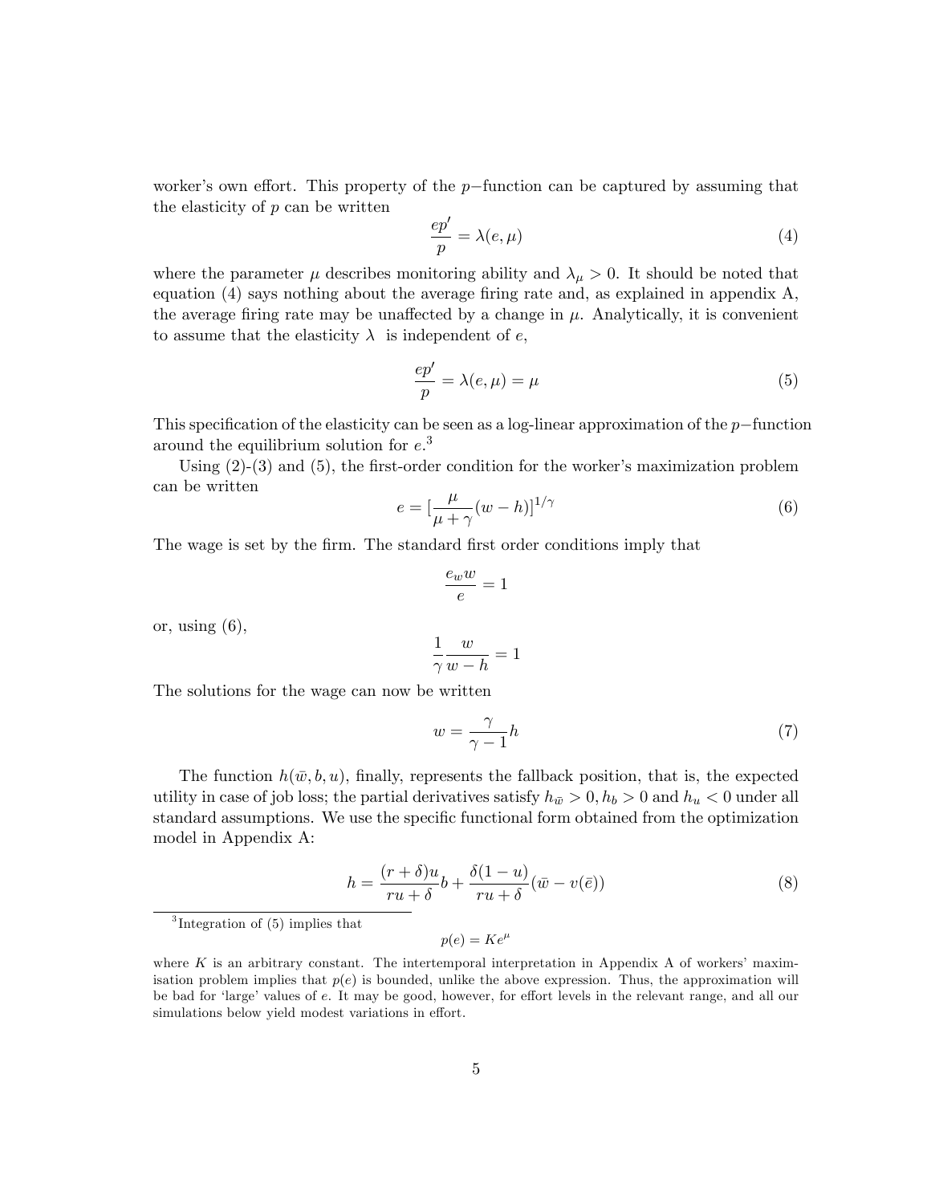worker's own effort. This property of the $p-$function can be captured by assuming that the elasticity of $p$ can be written

$$\frac{ep'}{p} = \lambda(e, \mu) \tag{4}$$

where the parameter $\mu$ describes monitoring ability and $\lambda_\mu > 0$. It should be noted that equation (4) says nothing about the average firing rate and, as explained in appendix A, the average firing rate may be unaffected by a change in $\mu$. Analytically, it is convenient to assume that the elasticity $\lambda$ is independent of $e$,

$$\frac{ep'}{p} = \lambda(e, \mu) = \mu \tag{5}$$

This specification of the elasticity can be seen as a log-linear approximation of the $p-$function around the equilibrium solution for $e$.[3]

Using (2)-(3) and (5), the first-order condition for the worker's maximization problem can be written

$$e = [\frac{\mu}{\mu + \gamma}(w - h)]^{1/\gamma} \tag{6}$$

The wage is set by the firm. The standard first order conditions imply that

$$\frac{e_w w}{e} = 1$$

or, using (6),

$$\frac{1}{\gamma}\frac{w}{w-h} = 1$$

The solutions for the wage can now be written

$$w = \frac{\gamma}{\gamma - 1}h \tag{7}$$

The function $h(\bar{w}, b, u)$, finally, represents the fallback position, that is, the expected utility in case of job loss; the partial derivatives satisfy $h_{\bar{w}} > 0, h_b > 0$ and $h_u < 0$ under all standard assumptions. We use the specific functional form obtained from the optimization model in Appendix A:

$$h = \frac{(r+\delta)u}{ru+\delta}b + \frac{\delta(1-u)}{ru+\delta}(\bar{w} - v(\bar{e})) \tag{8}$$

[3] Integration of (5) implies that

$$p(e) = Ke^{\mu}$$

where $K$ is an arbitrary constant. The intertemporal interpretation in Appendix A of workers' maximisation problem implies that $p(e)$ is bounded, unlike the above expression. Thus, the approximation will be bad for 'large' values of $e$. It may be good, however, for effort levels in the relevant range, and all our simulations below yield modest variations in effort.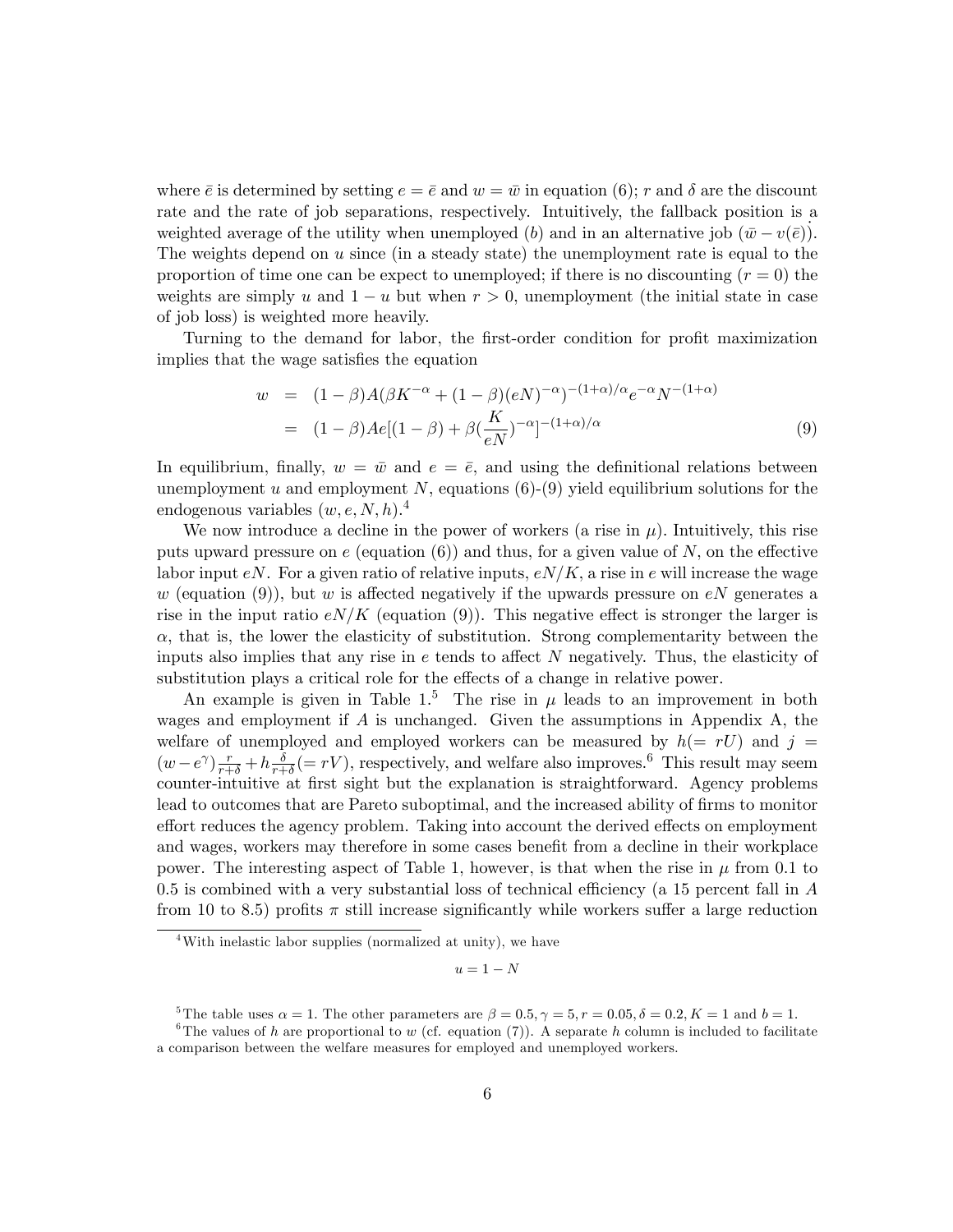where $\bar{e}$ is determined by setting $e = \bar{e}$ and $w = \bar{w}$ in equation (6); $r$ and $\delta$ are the discount rate and the rate of job separations, respectively. Intuitively, the fallback position is a weighted average of the utility when unemployed ($b$) and in an alternative job ($\bar{w} - v(\bar{e})$). The weights depend on $u$ since (in a steady state) the unemployment rate is equal to the proportion of time one can be expect to unemployed; if there is no discounting ($r = 0$) the weights are simply $u$ and $1 - u$ but when $r > 0$, unemployment (the initial state in case of job loss) is weighted more heavily.

Turning to the demand for labor, the first-order condition for profit maximization implies that the wage satisfies the equation

$$
\begin{aligned}
w &= (1-\beta)A(\beta K^{-\alpha} + (1-\beta)(eN)^{-\alpha})^{-(1+\alpha)/\alpha} e^{-\alpha} N^{-(1+\alpha)} \\
&= (1-\beta)Ae[(1-\beta) + \beta(\frac{K}{eN})^{-\alpha}]^{-(1+\alpha)/\alpha} \qquad (9)
\end{aligned}
$$

In equilibrium, finally, $w = \bar{w}$ and $e = \bar{e}$, and using the definitional relations between unemployment $u$ and employment $N$, equations (6)-(9) yield equilibrium solutions for the endogenous variables $(w, e, N, h)$.[4]

We now introduce a decline in the power of workers (a rise in $\mu$). Intuitively, this rise puts upward pressure on $e$ (equation (6)) and thus, for a given value of $N$, on the effective labor input $eN$. For a given ratio of relative inputs, $eN/K$, a rise in $e$ will increase the wage $w$ (equation (9)), but $w$ is affected negatively if the upwards pressure on $eN$ generates a rise in the input ratio $eN/K$ (equation (9)). This negative effect is stronger the larger is $\alpha$, that is, the lower the elasticity of substitution. Strong complementarity between the inputs also implies that any rise in $e$ tends to affect $N$ negatively. Thus, the elasticity of substitution plays a critical role for the effects of a change in relative power.

An example is given in Table 1.[5] The rise in $\mu$ leads to an improvement in both wages and employment if $A$ is unchanged. Given the assumptions in Appendix A, the welfare of unemployed and employed workers can be measured by $h(= rU)$ and $j = (w - e^{\gamma})\frac{r}{r+\delta} + h\frac{\delta}{r+\delta}(= rV)$, respectively, and welfare also improves.[6] This result may seem counter-intuitive at first sight but the explanation is straightforward. Agency problems lead to outcomes that are Pareto suboptimal, and the increased ability of firms to monitor effort reduces the agency problem. Taking into account the derived effects on employment and wages, workers may therefore in some cases benefit from a decline in their workplace power. The interesting aspect of Table 1, however, is that when the rise in $\mu$ from 0.1 to 0.5 is combined with a very substantial loss of technical efficiency (a 15 percent fall in $A$ from 10 to 8.5) profits $\pi$ still increase significantly while workers suffer a large reduction

---

[4] With inelastic labor supplies (normalized at unity), we have

$$u = 1 - N$$

[5] The table uses $\alpha = 1$. The other parameters are $\beta = 0.5, \gamma = 5, r = 0.05, \delta = 0.2, K = 1$ and $b = 1$.

[6] The values of $h$ are proportional to $w$ (cf. equation (7)). A separate $h$ column is included to facilitate a comparison between the welfare measures for employed and unemployed workers.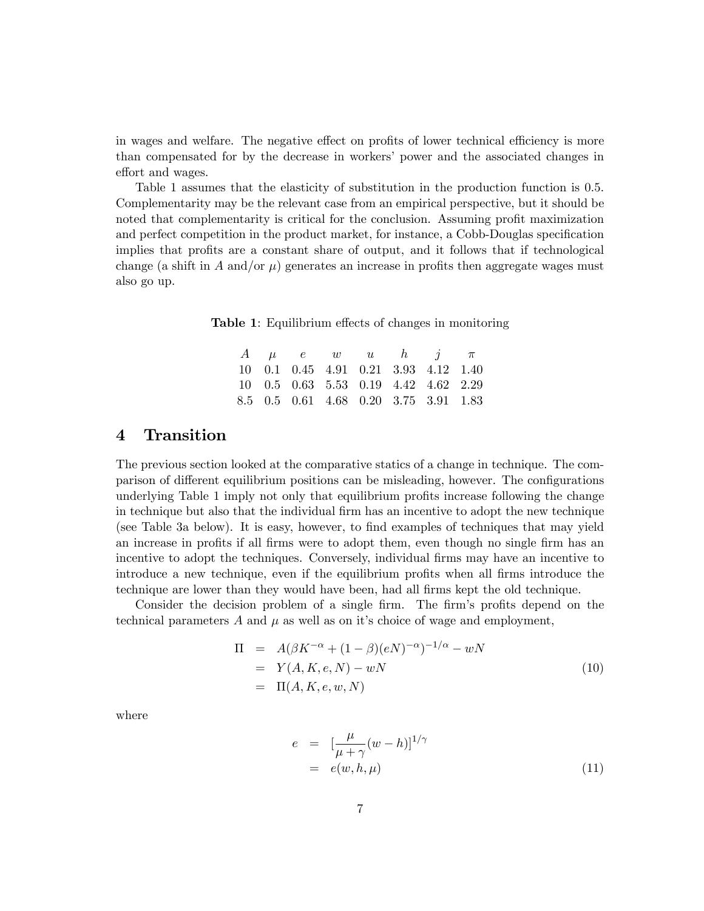in wages and welfare. The negative effect on profits of lower technical efficiency is more than compensated for by the decrease in workers' power and the associated changes in effort and wages.

Table 1 assumes that the elasticity of substitution in the production function is 0.5. Complementarity may be the relevant case from an empirical perspective, but it should be noted that complementarity is critical for the conclusion. Assuming profit maximization and perfect competition in the product market, for instance, a Cobb-Douglas specification implies that profits are a constant share of output, and it follows that if technological change (a shift in $A$ and/or $\mu$) generates an increase in profits then aggregate wages must also go up.

**Table 1**: Equilibrium effects of changes in monitoring

| $A$ | $\mu$ | $e$ | $w$ | $u$ | $h$ | $j$ | $\pi$ |
|---|---|---|---|---|---|---|---|
| 10 | 0.1 | 0.45 | 4.91 | 0.21 | 3.93 | 4.12 | 1.40 |
| 10 | 0.5 | 0.63 | 5.53 | 0.19 | 4.42 | 4.62 | 2.29 |
| 8.5 | 0.5 | 0.61 | 4.68 | 0.20 | 3.75 | 3.91 | 1.83 |

# 4 Transition

The previous section looked at the comparative statics of a change in technique. The comparison of different equilibrium positions can be misleading, however. The configurations underlying Table 1 imply not only that equilibrium profits increase following the change in technique but also that the individual firm has an incentive to adopt the new technique (see Table 3a below). It is easy, however, to find examples of techniques that may yield an increase in profits if all firms were to adopt them, even though no single firm has an incentive to adopt the techniques. Conversely, individual firms may have an incentive to introduce a new technique, even if the equilibrium profits when all firms introduce the technique are lower than they would have been, had all firms kept the old technique.

Consider the decision problem of a single firm. The firm's profits depend on the technical parameters $A$ and $\mu$ as well as on it's choice of wage and employment,

$$
\begin{aligned}
\Pi &= A(\beta K^{-\alpha} + (1-\beta)(eN)^{-\alpha})^{-1/\alpha} - wN \\
&= Y(A, K, e, N) - wN \\
&= \Pi(A, K, e, w, N)
\end{aligned}
\tag{10}
$$

where

$$
\begin{aligned}
e &= [\frac{\mu}{\mu+\gamma}(w-h)]^{1/\gamma} \\
&= e(w, h, \mu)
\end{aligned}
\tag{11}
$$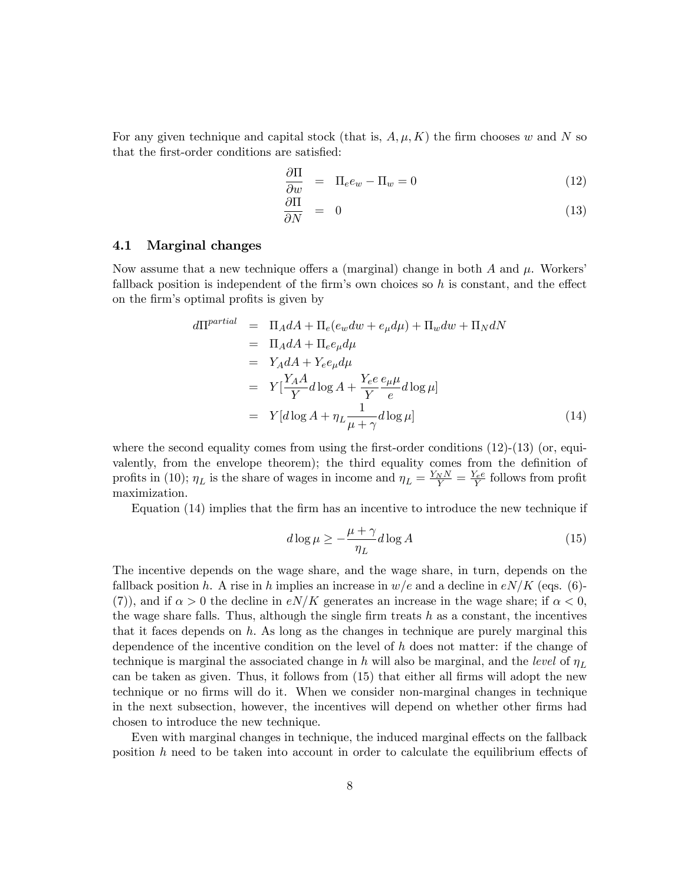For any given technique and capital stock (that is, $A, \mu, K$) the firm chooses $w$ and $N$ so that the first-order conditions are satisfied:

$$\frac{\partial \Pi}{\partial w} = \Pi_e e_w - \Pi_w = 0 \tag{12}$$

$$\frac{\partial \Pi}{\partial N} = 0 \tag{13}$$

### 4.1 Marginal changes

Now assume that a new technique offers a (marginal) change in both $A$ and $\mu$. Workers' fallback position is independent of the firm's own choices so $h$ is constant, and the effect on the firm's optimal profits is given by

$$\begin{aligned} d\Pi^{partial} &= \Pi_A dA + \Pi_e(e_w dw + e_\mu d\mu) + \Pi_w dw + \Pi_N dN \\ &= \Pi_A dA + \Pi_e e_\mu d\mu \\ &= Y_A dA + Y_e e_\mu d\mu \\ &= Y[\frac{Y_A A}{Y} d\log A + \frac{Y_e e}{Y}\frac{e_\mu \mu}{e} d\log \mu] \\ &= Y[d\log A + \eta_L \frac{1}{\mu+\gamma} d\log \mu] \end{aligned} \tag{14}$$

where the second equality comes from using the first-order conditions (12)-(13) (or, equivalently, from the envelope theorem); the third equality comes from the definition of profits in (10); $\eta_L$ is the share of wages in income and $\eta_L = \frac{Y_N N}{Y} = \frac{Y_e e}{Y}$ follows from profit maximization.

Equation (14) implies that the firm has an incentive to introduce the new technique if

$$d\log \mu \geq -\frac{\mu+\gamma}{\eta_L} d\log A \tag{15}$$

The incentive depends on the wage share, and the wage share, in turn, depends on the fallback position $h$. A rise in $h$ implies an increase in $w/e$ and a decline in $eN/K$ (eqs. (6)-(7)), and if $\alpha > 0$ the decline in $eN/K$ generates an increase in the wage share; if $\alpha < 0$, the wage share falls. Thus, although the single firm treats $h$ as a constant, the incentives that it faces depends on $h$. As long as the changes in technique are purely marginal this dependence of the incentive condition on the level of $h$ does not matter: if the change of technique is marginal the associated change in $h$ will also be marginal, and the *level* of $\eta_L$ can be taken as given. Thus, it follows from (15) that either all firms will adopt the new technique or no firms will do it. When we consider non-marginal changes in technique in the next subsection, however, the incentives will depend on whether other firms had chosen to introduce the new technique.

Even with marginal changes in technique, the induced marginal effects on the fallback position $h$ need to be taken into account in order to calculate the equilibrium effects of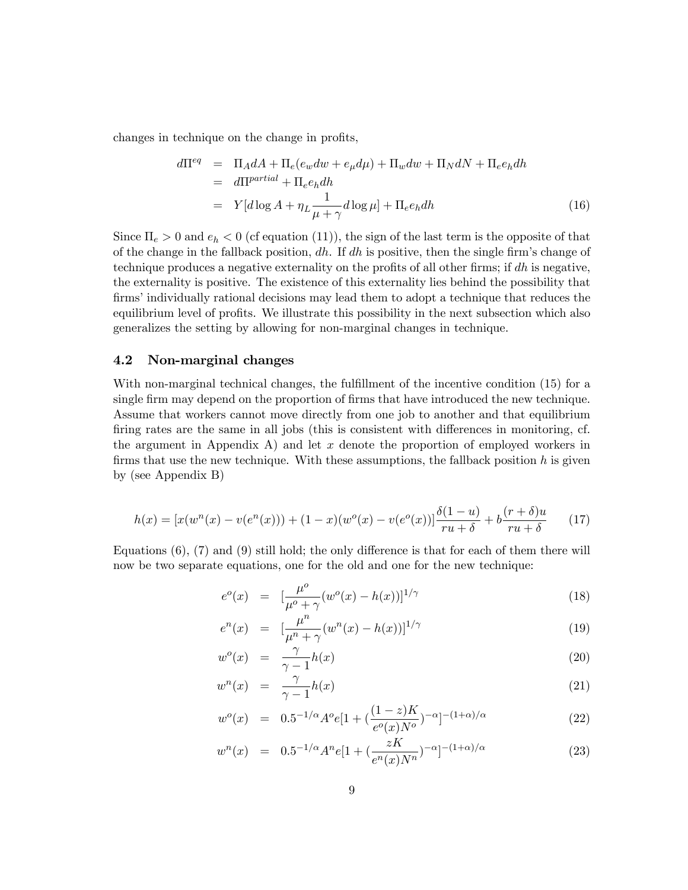changes in technique on the change in profits,

$$\begin{aligned}
d\Pi^{eq} &= \Pi_A dA + \Pi_e(e_w dw + e_\mu d\mu) + \Pi_w dw + \Pi_N dN + \Pi_e e_h dh \\
&= d\Pi^{partial} + \Pi_e e_h dh \\
&= Y[d\log A + \eta_L \frac{1}{\mu+\gamma} d\log \mu] + \Pi_e e_h dh \qquad (16)
\end{aligned}$$

Since $\Pi_e > 0$ and $e_h < 0$ (cf equation (11)), the sign of the last term is the opposite of that of the change in the fallback position, $dh$. If $dh$ is positive, then the single firm's change of technique produces a negative externality on the profits of all other firms; if $dh$ is negative, the externality is positive. The existence of this externality lies behind the possibility that firms' individually rational decisions may lead them to adopt a technique that reduces the equilibrium level of profits. We illustrate this possibility in the next subsection which also generalizes the setting by allowing for non-marginal changes in technique.

## 4.2 Non-marginal changes

With non-marginal technical changes, the fulfillment of the incentive condition (15) for a single firm may depend on the proportion of firms that have introduced the new technique. Assume that workers cannot move directly from one job to another and that equilibrium firing rates are the same in all jobs (this is consistent with differences in monitoring, cf. the argument in Appendix A) and let $x$ denote the proportion of employed workers in firms that use the new technique. With these assumptions, the fallback position $h$ is given by (see Appendix B)

$$h(x) = [x(w^n(x) - v(e^n(x))) + (1-x)(w^o(x) - v(e^o(x))] \frac{\delta(1-u)}{ru+\delta} + b\frac{(r+\delta)u}{ru+\delta} \qquad (17)$$

Equations (6), (7) and (9) still hold; the only difference is that for each of them there will now be two separate equations, one for the old and one for the new technique:

$$\begin{aligned}
e^o(x) &= [\frac{\mu^o}{\mu^o+\gamma}(w^o(x) - h(x))]^{1/\gamma} \qquad (18) \\
e^n(x) &= [\frac{\mu^n}{\mu^n+\gamma}(w^n(x) - h(x))]^{1/\gamma} \qquad (19) \\
w^o(x) &= \frac{\gamma}{\gamma-1}h(x) \qquad (20) \\
w^n(x) &= \frac{\gamma}{\gamma-1}h(x) \qquad (21) \\
w^o(x) &= 0.5^{-1/\alpha} A^o e[1 + (\frac{(1-z)K}{e^o(x)N^o})^{-\alpha}]^{-(1+\alpha)/\alpha} \qquad (22) \\
w^n(x) &= 0.5^{-1/\alpha} A^n e[1 + (\frac{zK}{e^n(x)N^n})^{-\alpha}]^{-(1+\alpha)/\alpha} \qquad (23)
\end{aligned}$$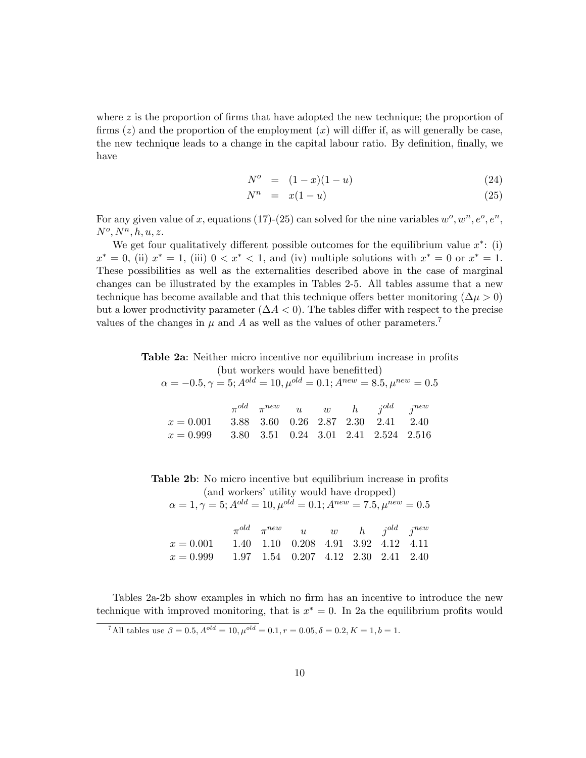where $z$ is the proportion of firms that have adopted the new technique; the proportion of firms ($z$) and the proportion of the employment ($x$) will differ if, as will generally be case, the new technique leads to a change in the capital labour ratio. By definition, finally, we have

$$N^o = (1-x)(1-u) \tag{24}$$

$$N^n = x(1-u) \tag{25}$$

For any given value of $x$, equations (17)-(25) can solved for the nine variables $w^o, w^n, e^o, e^n, N^o, N^n, h, u, z$.

We get four qualitatively different possible outcomes for the equilibrium value $x^*$: (i) $x^* = 0$, (ii) $x^* = 1$, (iii) $0 < x^* < 1$, and (iv) multiple solutions with $x^* = 0$ or $x^* = 1$. These possibilities as well as the externalities described above in the case of marginal changes can be illustrated by the examples in Tables 2-5. All tables assume that a new technique has become available and that this technique offers better monitoring ($\Delta\mu > 0$) but a lower productivity parameter ($\Delta A < 0$). The tables differ with respect to the precise values of the changes in $\mu$ and $A$ as well as the values of other parameters.[7]

**Table 2a**: Neither micro incentive nor equilibrium increase in profits (but workers would have benefitted)
$\alpha = -0.5, \gamma = 5; A^{old} = 10, \mu^{old} = 0.1; A^{new} = 8.5, \mu^{new} = 0.5$

| | $\pi^{old}$ | $\pi^{new}$ | $u$ | $w$ | $h$ | $j^{old}$ | $j^{new}$ |
|---|---|---|---|---|---|---|---|
| $x = 0.001$ | 3.88 | 3.60 | 0.26 | 2.87 | 2.30 | 2.41 | 2.40 |
| $x = 0.999$ | 3.80 | 3.51 | 0.24 | 3.01 | 2.41 | 2.524 | 2.516 |

**Table 2b**: No micro incentive but equilibrium increase in profits (and workers' utility would have dropped)
$\alpha = 1, \gamma = 5; A^{old} = 10, \mu^{old} = 0.1; A^{new} = 7.5, \mu^{new} = 0.5$

| | $\pi^{old}$ | $\pi^{new}$ | $u$ | $w$ | $h$ | $j^{old}$ | $j^{new}$ |
|---|---|---|---|---|---|---|---|
| $x = 0.001$ | 1.40 | 1.10 | 0.208 | 4.91 | 3.92 | 4.12 | 4.11 |
| $x = 0.999$ | 1.97 | 1.54 | 0.207 | 4.12 | 2.30 | 2.41 | 2.40 |

Tables 2a-2b show examples in which no firm has an incentive to introduce the new technique with improved monitoring, that is $x^* = 0$. In 2a the equilibrium profits would

[7] All tables use $\beta = 0.5, A^{old} = 10, \mu^{old} = 0.1, r = 0.05, \delta = 0.2, K = 1, b = 1$.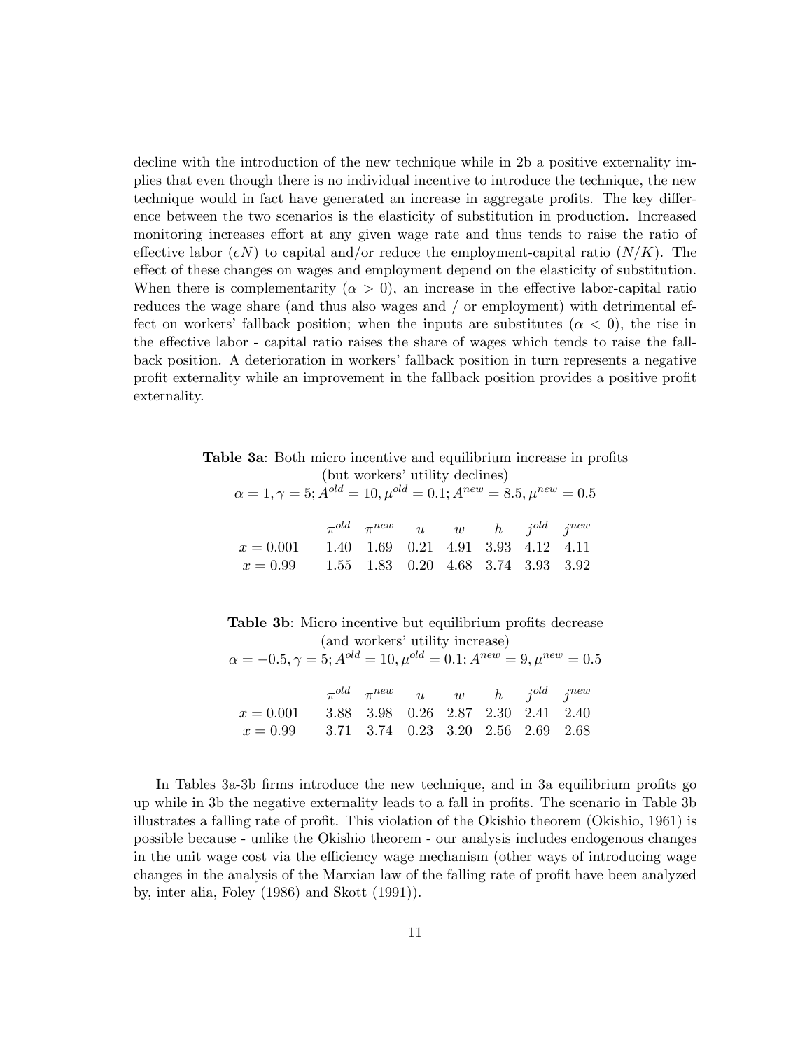decline with the introduction of the new technique while in 2b a positive externality implies that even though there is no individual incentive to introduce the technique, the new technique would in fact have generated an increase in aggregate profits. The key difference between the two scenarios is the elasticity of substitution in production. Increased monitoring increases effort at any given wage rate and thus tends to raise the ratio of effective labor ($eN$) to capital and/or reduce the employment-capital ratio ($N/K$). The effect of these changes on wages and employment depend on the elasticity of substitution. When there is complementarity ($\alpha > 0$), an increase in the effective labor-capital ratio reduces the wage share (and thus also wages and / or employment) with detrimental effect on workers' fallback position; when the inputs are substitutes ($\alpha < 0$), the rise in the effective labor - capital ratio raises the share of wages which tends to raise the fallback position. A deterioration in workers' fallback position in turn represents a negative profit externality while an improvement in the fallback position provides a positive profit externality.

**Table 3a**: Both micro incentive and equilibrium increase in profits (but workers' utility declines)
$\alpha = 1, \gamma = 5; A^{old} = 10, \mu^{old} = 0.1; A^{new} = 8.5, \mu^{new} = 0.5$

| | $\pi^{old}$ | $\pi^{new}$ | $u$ | $w$ | $h$ | $j^{old}$ | $j^{new}$ |
|---|---|---|---|---|---|---|---|
| $x = 0.001$ | 1.40 | 1.69 | 0.21 | 4.91 | 3.93 | 4.12 | 4.11 |
| $x = 0.99$ | 1.55 | 1.83 | 0.20 | 4.68 | 3.74 | 3.93 | 3.92 |

**Table 3b**: Micro incentive but equilibrium profits decrease (and workers' utility increase)
$\alpha = -0.5, \gamma = 5; A^{old} = 10, \mu^{old} = 0.1; A^{new} = 9, \mu^{new} = 0.5$

| | $\pi^{old}$ | $\pi^{new}$ | $u$ | $w$ | $h$ | $j^{old}$ | $j^{new}$ |
|---|---|---|---|---|---|---|---|
| $x = 0.001$ | 3.88 | 3.98 | 0.26 | 2.87 | 2.30 | 2.41 | 2.40 |
| $x = 0.99$ | 3.71 | 3.74 | 0.23 | 3.20 | 2.56 | 2.69 | 2.68 |

In Tables 3a-3b firms introduce the new technique, and in 3a equilibrium profits go up while in 3b the negative externality leads to a fall in profits. The scenario in Table 3b illustrates a falling rate of profit. This violation of the Okishio theorem (Okishio, 1961) is possible because - unlike the Okishio theorem - our analysis includes endogenous changes in the unit wage cost via the efficiency wage mechanism (other ways of introducing wage changes in the analysis of the Marxian law of the falling rate of profit have been analyzed by, inter alia, Foley (1986) and Skott (1991)).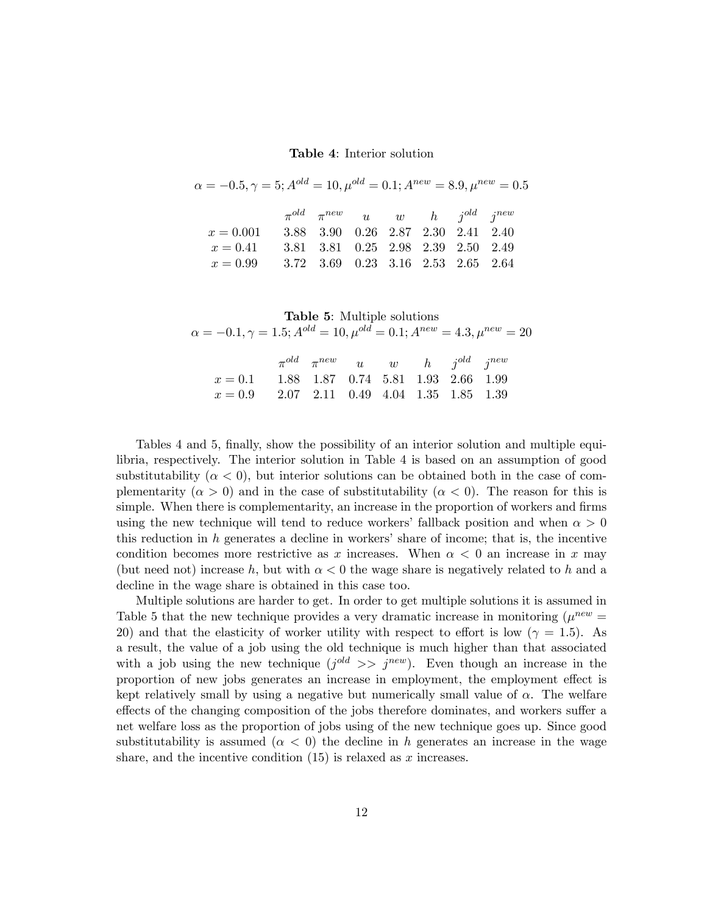**Table 4**: Interior solution

$\alpha = -0.5, \gamma = 5; A^{old} = 10, \mu^{old} = 0.1; A^{new} = 8.9, \mu^{new} = 0.5$

| | $\pi^{old}$ | $\pi^{new}$ | $u$ | $w$ | $h$ | $j^{old}$ | $j^{new}$ |
|---|---|---|---|---|---|---|---|
| $x = 0.001$ | 3.88 | 3.90 | 0.26 | 2.87 | 2.30 | 2.41 | 2.40 |
| $x = 0.41$ | 3.81 | 3.81 | 0.25 | 2.98 | 2.39 | 2.50 | 2.49 |
| $x = 0.99$ | 3.72 | 3.69 | 0.23 | 3.16 | 2.53 | 2.65 | 2.64 |

**Table 5**: Multiple solutions

$\alpha = -0.1, \gamma = 1.5; A^{old} = 10, \mu^{old} = 0.1; A^{new} = 4.3, \mu^{new} = 20$

| | $\pi^{old}$ | $\pi^{new}$ | $u$ | $w$ | $h$ | $j^{old}$ | $j^{new}$ |
|---|---|---|---|---|---|---|---|
| $x = 0.1$ | 1.88 | 1.87 | 0.74 | 5.81 | 1.93 | 2.66 | 1.99 |
| $x = 0.9$ | 2.07 | 2.11 | 0.49 | 4.04 | 1.35 | 1.85 | 1.39 |

Tables 4 and 5, finally, show the possibility of an interior solution and multiple equilibria, respectively. The interior solution in Table 4 is based on an assumption of good substitutability ($\alpha < 0$), but interior solutions can be obtained both in the case of complementarity ($\alpha > 0$) and in the case of substitutability ($\alpha < 0$). The reason for this is simple. When there is complementarity, an increase in the proportion of workers and firms using the new technique will tend to reduce workers' fallback position and when $\alpha > 0$ this reduction in $h$ generates a decline in workers' share of income; that is, the incentive condition becomes more restrictive as $x$ increases. When $\alpha < 0$ an increase in $x$ may (but need not) increase $h$, but with $\alpha < 0$ the wage share is negatively related to $h$ and a decline in the wage share is obtained in this case too.

Multiple solutions are harder to get. In order to get multiple solutions it is assumed in Table 5 that the new technique provides a very dramatic increase in monitoring ($\mu^{new} = 20$) and that the elasticity of worker utility with respect to effort is low ($\gamma = 1.5$). As a result, the value of a job using the old technique is much higher than that associated with a job using the new technique ($j^{old} >> j^{new}$). Even though an increase in the proportion of new jobs generates an increase in employment, the employment effect is kept relatively small by using a negative but numerically small value of $\alpha$. The welfare effects of the changing composition of the jobs therefore dominates, and workers suffer a net welfare loss as the proportion of jobs using of the new technique goes up. Since good substitutability is assumed ($\alpha < 0$) the decline in $h$ generates an increase in the wage share, and the incentive condition (15) is relaxed as $x$ increases.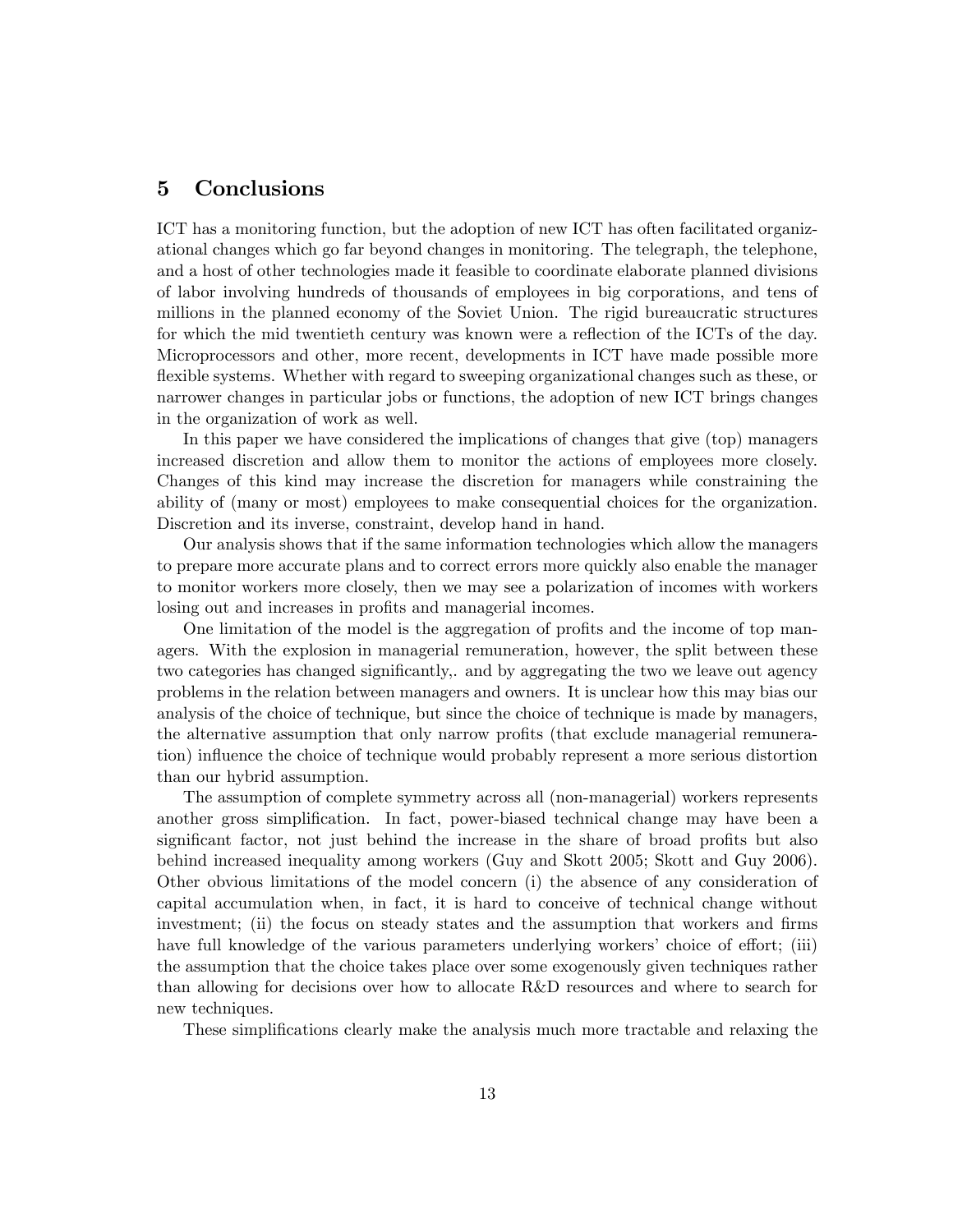## 5 Conclusions

ICT has a monitoring function, but the adoption of new ICT has often facilitated organizational changes which go far beyond changes in monitoring. The telegraph, the telephone, and a host of other technologies made it feasible to coordinate elaborate planned divisions of labor involving hundreds of thousands of employees in big corporations, and tens of millions in the planned economy of the Soviet Union. The rigid bureaucratic structures for which the mid twentieth century was known were a reflection of the ICTs of the day. Microprocessors and other, more recent, developments in ICT have made possible more flexible systems. Whether with regard to sweeping organizational changes such as these, or narrower changes in particular jobs or functions, the adoption of new ICT brings changes in the organization of work as well.

In this paper we have considered the implications of changes that give (top) managers increased discretion and allow them to monitor the actions of employees more closely. Changes of this kind may increase the discretion for managers while constraining the ability of (many or most) employees to make consequential choices for the organization. Discretion and its inverse, constraint, develop hand in hand.

Our analysis shows that if the same information technologies which allow the managers to prepare more accurate plans and to correct errors more quickly also enable the manager to monitor workers more closely, then we may see a polarization of incomes with workers losing out and increases in profits and managerial incomes.

One limitation of the model is the aggregation of profits and the income of top managers. With the explosion in managerial remuneration, however, the split between these two categories has changed significantly,. and by aggregating the two we leave out agency problems in the relation between managers and owners. It is unclear how this may bias our analysis of the choice of technique, but since the choice of technique is made by managers, the alternative assumption that only narrow profits (that exclude managerial remuneration) influence the choice of technique would probably represent a more serious distortion than our hybrid assumption.

The assumption of complete symmetry across all (non-managerial) workers represents another gross simplification. In fact, power-biased technical change may have been a significant factor, not just behind the increase in the share of broad profits but also behind increased inequality among workers (Guy and Skott 2005; Skott and Guy 2006). Other obvious limitations of the model concern (i) the absence of any consideration of capital accumulation when, in fact, it is hard to conceive of technical change without investment; (ii) the focus on steady states and the assumption that workers and firms have full knowledge of the various parameters underlying workers' choice of effort; (iii) the assumption that the choice takes place over some exogenously given techniques rather than allowing for decisions over how to allocate R&D resources and where to search for new techniques.

These simplifications clearly make the analysis much more tractable and relaxing the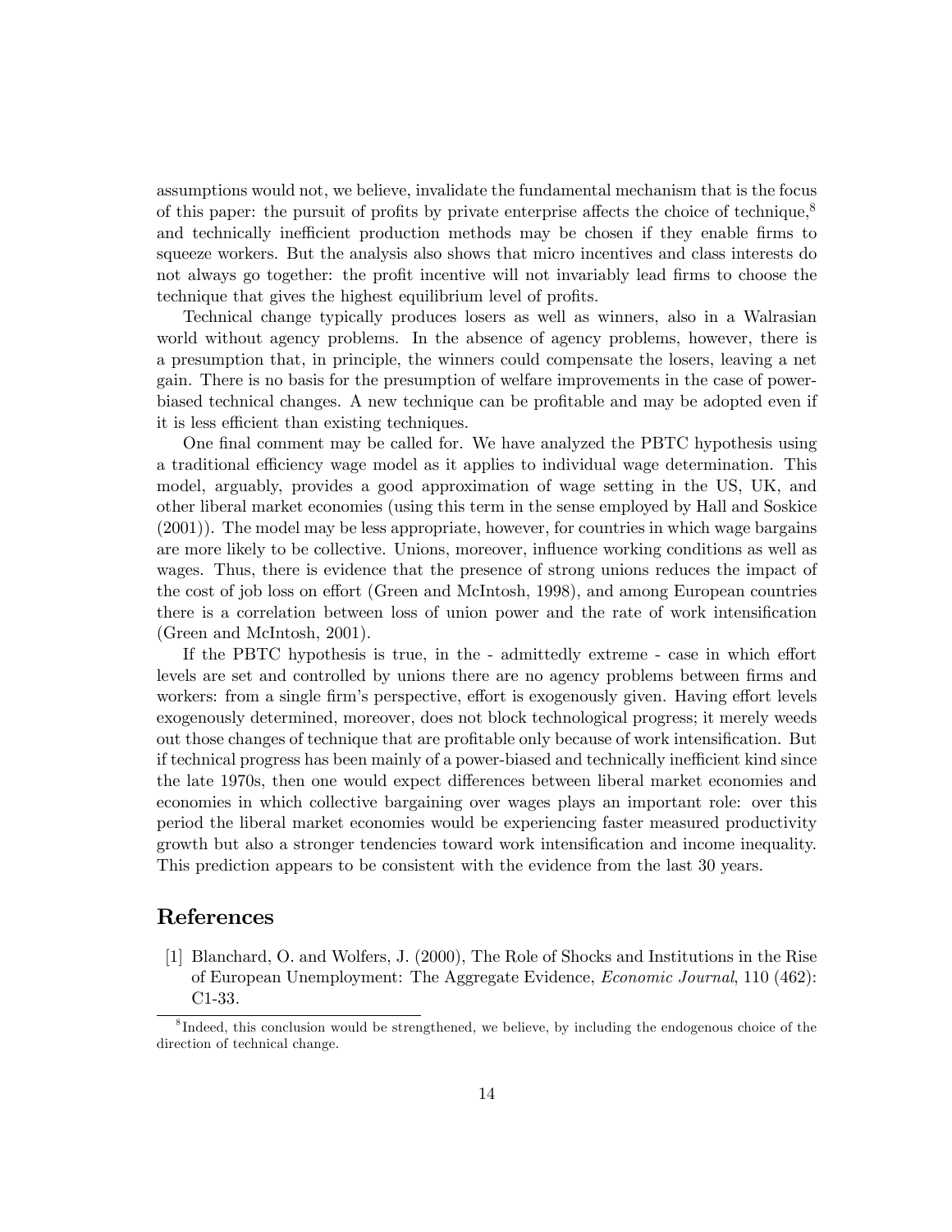assumptions would not, we believe, invalidate the fundamental mechanism that is the focus of this paper: the pursuit of profits by private enterprise affects the choice of technique,[8] and technically inefficient production methods may be chosen if they enable firms to squeeze workers. But the analysis also shows that micro incentives and class interests do not always go together: the profit incentive will not invariably lead firms to choose the technique that gives the highest equilibrium level of profits.

Technical change typically produces losers as well as winners, also in a Walrasian world without agency problems. In the absence of agency problems, however, there is a presumption that, in principle, the winners could compensate the losers, leaving a net gain. There is no basis for the presumption of welfare improvements in the case of power-biased technical changes. A new technique can be profitable and may be adopted even if it is less efficient than existing techniques.

One final comment may be called for. We have analyzed the PBTC hypothesis using a traditional efficiency wage model as it applies to individual wage determination. This model, arguably, provides a good approximation of wage setting in the US, UK, and other liberal market economies (using this term in the sense employed by Hall and Soskice (2001)). The model may be less appropriate, however, for countries in which wage bargains are more likely to be collective. Unions, moreover, influence working conditions as well as wages. Thus, there is evidence that the presence of strong unions reduces the impact of the cost of job loss on effort (Green and McIntosh, 1998), and among European countries there is a correlation between loss of union power and the rate of work intensification (Green and McIntosh, 2001).

If the PBTC hypothesis is true, in the - admittedly extreme - case in which effort levels are set and controlled by unions there are no agency problems between firms and workers: from a single firm's perspective, effort is exogenously given. Having effort levels exogenously determined, moreover, does not block technological progress; it merely weeds out those changes of technique that are profitable only because of work intensification. But if technical progress has been mainly of a power-biased and technically inefficient kind since the late 1970s, then one would expect differences between liberal market economies and economies in which collective bargaining over wages plays an important role: over this period the liberal market economies would be experiencing faster measured productivity growth but also a stronger tendencies toward work intensification and income inequality. This prediction appears to be consistent with the evidence from the last 30 years.

# References

[1] Blanchard, O. and Wolfers, J. (2000), The Role of Shocks and Institutions in the Rise of European Unemployment: The Aggregate Evidence, *Economic Journal*, 110 (462): C1-33.

[8] Indeed, this conclusion would be strengthened, we believe, by including the endogenous choice of the direction of technical change.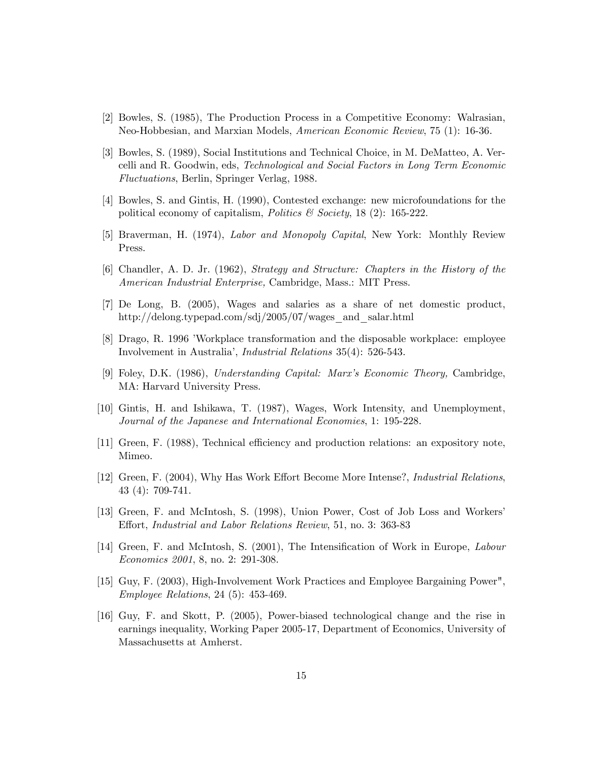[2] Bowles, S. (1985), The Production Process in a Competitive Economy: Walrasian, Neo-Hobbesian, and Marxian Models, *American Economic Review*, 75 (1): 16-36.

[3] Bowles, S. (1989), Social Institutions and Technical Choice, in M. DeMatteo, A. Vercelli and R. Goodwin, eds, *Technological and Social Factors in Long Term Economic Fluctuations*, Berlin, Springer Verlag, 1988.

[4] Bowles, S. and Gintis, H. (1990), Contested exchange: new microfoundations for the political economy of capitalism, *Politics & Society*, 18 (2): 165-222.

[5] Braverman, H. (1974), *Labor and Monopoly Capital*, New York: Monthly Review Press.

[6] Chandler, A. D. Jr. (1962), *Strategy and Structure: Chapters in the History of the American Industrial Enterprise,* Cambridge, Mass.: MIT Press.

[7] De Long, B. (2005), Wages and salaries as a share of net domestic product, http://delong.typepad.com/sdj/2005/07/wages_and_salar.html

[8] Drago, R. 1996 'Workplace transformation and the disposable workplace: employee Involvement in Australia', *Industrial Relations* 35(4): 526-543.

[9] Foley, D.K. (1986), *Understanding Capital: Marx's Economic Theory,* Cambridge, MA: Harvard University Press.

[10] Gintis, H. and Ishikawa, T. (1987), Wages, Work Intensity, and Unemployment, *Journal of the Japanese and International Economies*, 1: 195-228.

[11] Green, F. (1988), Technical efficiency and production relations: an expository note, Mimeo.

[12] Green, F. (2004), Why Has Work Effort Become More Intense?, *Industrial Relations*, 43 (4): 709-741.

[13] Green, F. and McIntosh, S. (1998), Union Power, Cost of Job Loss and Workers' Effort, *Industrial and Labor Relations Review*, 51, no. 3: 363-83

[14] Green, F. and McIntosh, S. (2001), The Intensification of Work in Europe, *Labour Economics 2001*, 8, no. 2: 291-308.

[15] Guy, F. (2003), High-Involvement Work Practices and Employee Bargaining Power", *Employee Relations*, 24 (5): 453-469.

[16] Guy, F. and Skott, P. (2005), Power-biased technological change and the rise in earnings inequality, Working Paper 2005-17, Department of Economics, University of Massachusetts at Amherst.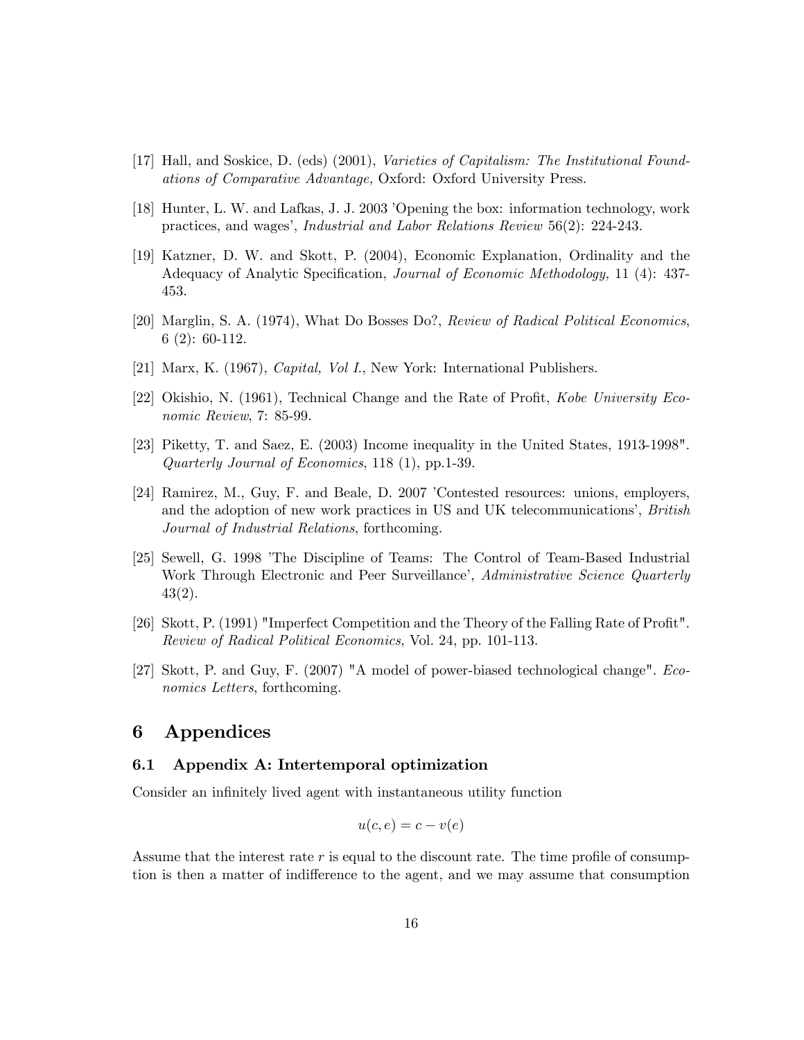[17] Hall, and Soskice, D. (eds) (2001), *Varieties of Capitalism: The Institutional Foundations of Comparative Advantage,* Oxford: Oxford University Press.

[18] Hunter, L. W. and Lafkas, J. J. 2003 'Opening the box: information technology, work practices, and wages', *Industrial and Labor Relations Review* 56(2): 224-243.

[19] Katzner, D. W. and Skott, P. (2004), Economic Explanation, Ordinality and the Adequacy of Analytic Specification, *Journal of Economic Methodology,* 11 (4): 437-453.

[20] Marglin, S. A. (1974), What Do Bosses Do?, *Review of Radical Political Economics*, 6 (2): 60-112.

[21] Marx, K. (1967), *Capital, Vol I.*, New York: International Publishers.

[22] Okishio, N. (1961), Technical Change and the Rate of Profit, *Kobe University Economic Review*, 7: 85-99.

[23] Piketty, T. and Saez, E. (2003) Income inequality in the United States, 1913-1998". *Quarterly Journal of Economics*, 118 (1), pp.1-39.

[24] Ramirez, M., Guy, F. and Beale, D. 2007 'Contested resources: unions, employers, and the adoption of new work practices in US and UK telecommunications', *British Journal of Industrial Relations*, forthcoming.

[25] Sewell, G. 1998 'The Discipline of Teams: The Control of Team-Based Industrial Work Through Electronic and Peer Surveillance', *Administrative Science Quarterly* 43(2).

[26] Skott, P. (1991) "Imperfect Competition and the Theory of the Falling Rate of Profit". *Review of Radical Political Economics*, Vol. 24, pp. 101-113.

[27] Skott, P. and Guy, F. (2007) "A model of power-biased technological change". *Economics Letters*, forthcoming.

# 6 Appendices

## 6.1 Appendix A: Intertemporal optimization

Consider an infinitely lived agent with instantaneous utility function

$$u(c, e) = c - v(e)$$

Assume that the interest rate $r$ is equal to the discount rate. The time profile of consumption is then a matter of indifference to the agent, and we may assume that consumption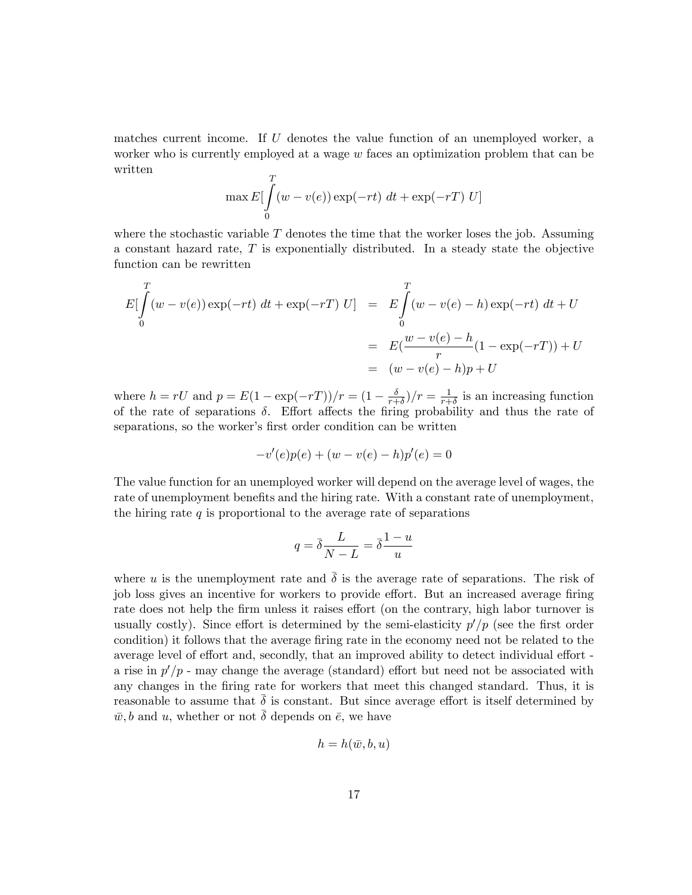matches current income. If $U$ denotes the value function of an unemployed worker, a worker who is currently employed at a wage $w$ faces an optimization problem that can be written

$$\max E[\int_0^T (w - v(e)) \exp(-rt)\ dt + \exp(-rT)\ U]$$

where the stochastic variable $T$ denotes the time that the worker loses the job. Assuming a constant hazard rate, $T$ is exponentially distributed. In a steady state the objective function can be rewritten

$$\begin{aligned}
E[\int_0^T (w - v(e)) \exp(-rt)\ dt + \exp(-rT)\ U] &= E\int_0^T (w - v(e) - h) \exp(-rt)\ dt + U \\
&= E(\frac{w - v(e) - h}{r}(1 - \exp(-rT)) + U \\
&= (w - v(e) - h)p + U
\end{aligned}$$

where $h = rU$ and $p = E(1 - \exp(-rT))/r = (1 - \frac{\delta}{r+\delta})/r = \frac{1}{r+\delta}$ is an increasing function of the rate of separations $\delta$. Effort affects the firing probability and thus the rate of separations, so the worker's first order condition can be written

$$-v'(e)p(e) + (w - v(e) - h)p'(e) = 0$$

The value function for an unemployed worker will depend on the average level of wages, the rate of unemployment benefits and the hiring rate. With a constant rate of unemployment, the hiring rate $q$ is proportional to the average rate of separations

$$q = \bar{\delta}\frac{L}{N - L} = \bar{\delta}\frac{1 - u}{u}$$

where $u$ is the unemployment rate and $\bar{\delta}$ is the average rate of separations. The risk of job loss gives an incentive for workers to provide effort. But an increased average firing rate does not help the firm unless it raises effort (on the contrary, high labor turnover is usually costly). Since effort is determined by the semi-elasticity $p'/p$ (see the first order condition) it follows that the average firing rate in the economy need not be related to the average level of effort and, secondly, that an improved ability to detect individual effort - a rise in $p'/p$ - may change the average (standard) effort but need not be associated with any changes in the firing rate for workers that meet this changed standard. Thus, it is reasonable to assume that $\bar{\delta}$ is constant. But since average effort is itself determined by $\bar{w}, b$ and $u$, whether or not $\bar{\delta}$ depends on $\bar{e}$, we have

$$h = h(\bar{w}, b, u)$$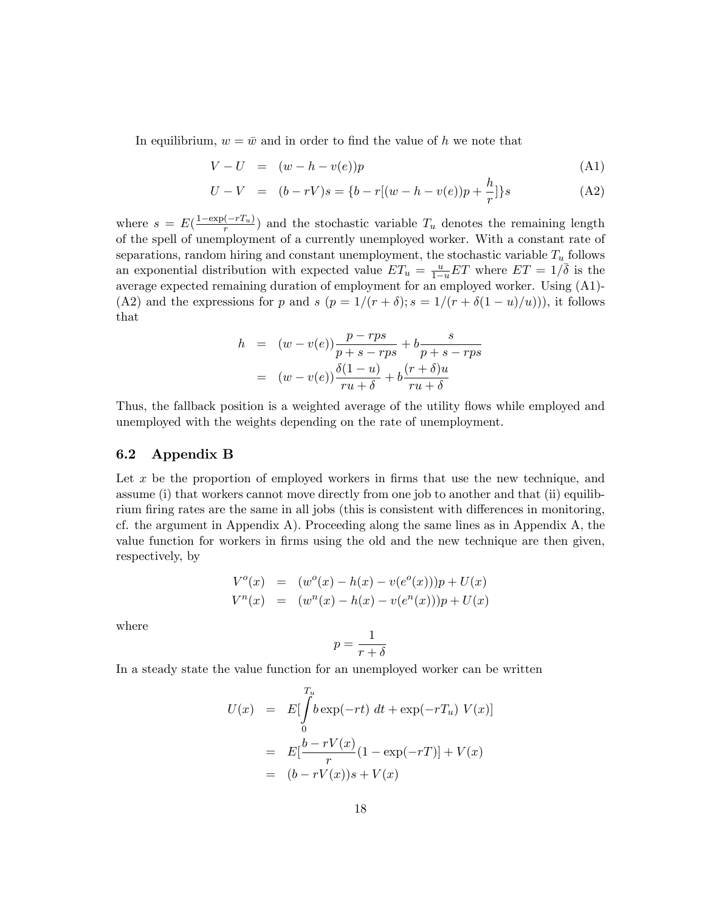In equilibrium, $w = \bar{w}$ and in order to find the value of $h$ we note that

$$
\begin{aligned}
V - U &= (w - h - v(e))p && \text{(A1)} \\
U - V &= (b - rV)s = \{b - r[(w - h - v(e))p + \frac{h}{r}]\}s && \text{(A2)}
\end{aligned}
$$

where $s = E(\frac{1-\exp(-rT_u)}{r})$ and the stochastic variable $T_u$ denotes the remaining length of the spell of unemployment of a currently unemployed worker. With a constant rate of separations, random hiring and constant unemployment, the stochastic variable $T_u$ follows an exponential distribution with expected value $ET_u = \frac{u}{1-u}ET$ where $ET = 1/\bar{\delta}$ is the average expected remaining duration of employment for an employed worker. Using (A1)-(A2) and the expressions for $p$ and $s$ ($p = 1/(r+\delta)$; $s = 1/(r + \delta(1-u)/u))$), it follows that

$$
\begin{aligned}
h &= (w - v(e))\frac{p - rps}{p + s - rps} + b\frac{s}{p + s - rps} \\
&= (w - v(e))\frac{\delta(1-u)}{ru + \delta} + b\frac{(r+\delta)u}{ru + \delta}
\end{aligned}
$$

Thus, the fallback position is a weighted average of the utility flows while employed and unemployed with the weights depending on the rate of unemployment.

## 6.2 Appendix B

Let $x$ be the proportion of employed workers in firms that use the new technique, and assume (i) that workers cannot move directly from one job to another and that (ii) equilibrium firing rates are the same in all jobs (this is consistent with differences in monitoring, cf. the argument in Appendix A). Proceeding along the same lines as in Appendix A, the value function for workers in firms using the old and the new technique are then given, respectively, by

$$
\begin{aligned}
V^o(x) &= (w^o(x) - h(x) - v(e^o(x)))p + U(x) \\
V^n(x) &= (w^n(x) - h(x) - v(e^n(x)))p + U(x)
\end{aligned}
$$

where

$$
p = \frac{1}{r + \delta}
$$

In a steady state the value function for an unemployed worker can be written

$$
\begin{aligned}
U(x) &= E[\int_0^{T_u} b\exp(-rt)\ dt + \exp(-rT_u)\ V(x)] \\
&= E[\frac{b - rV(x)}{r}(1 - \exp(-rT)] + V(x) \\
&= (b - rV(x))s + V(x)
\end{aligned}
$$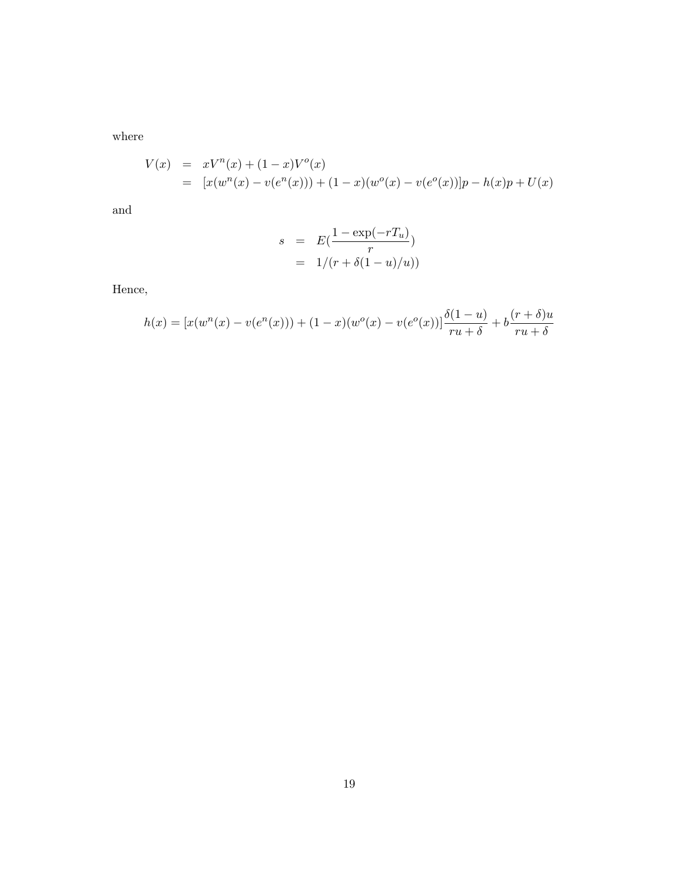where

$$
\begin{aligned}
V(x) &= xV^n(x) + (1-x)V^o(x) \\
&= [x(w^n(x) - v(e^n(x))) + (1-x)(w^o(x) - v(e^o(x))]p - h(x)p + U(x)
\end{aligned}
$$

and

$$
\begin{aligned}
s &= E(\frac{1-\exp(-rT_u)}{r}) \\
&= 1/(r + \delta(1-u)/u))
\end{aligned}
$$

Hence,

$$
h(x) = [x(w^n(x) - v(e^n(x))) + (1-x)(w^o(x) - v(e^o(x))]\frac{\delta(1-u)}{ru+\delta} + b\frac{(r+\delta)u}{ru+\delta}
$$